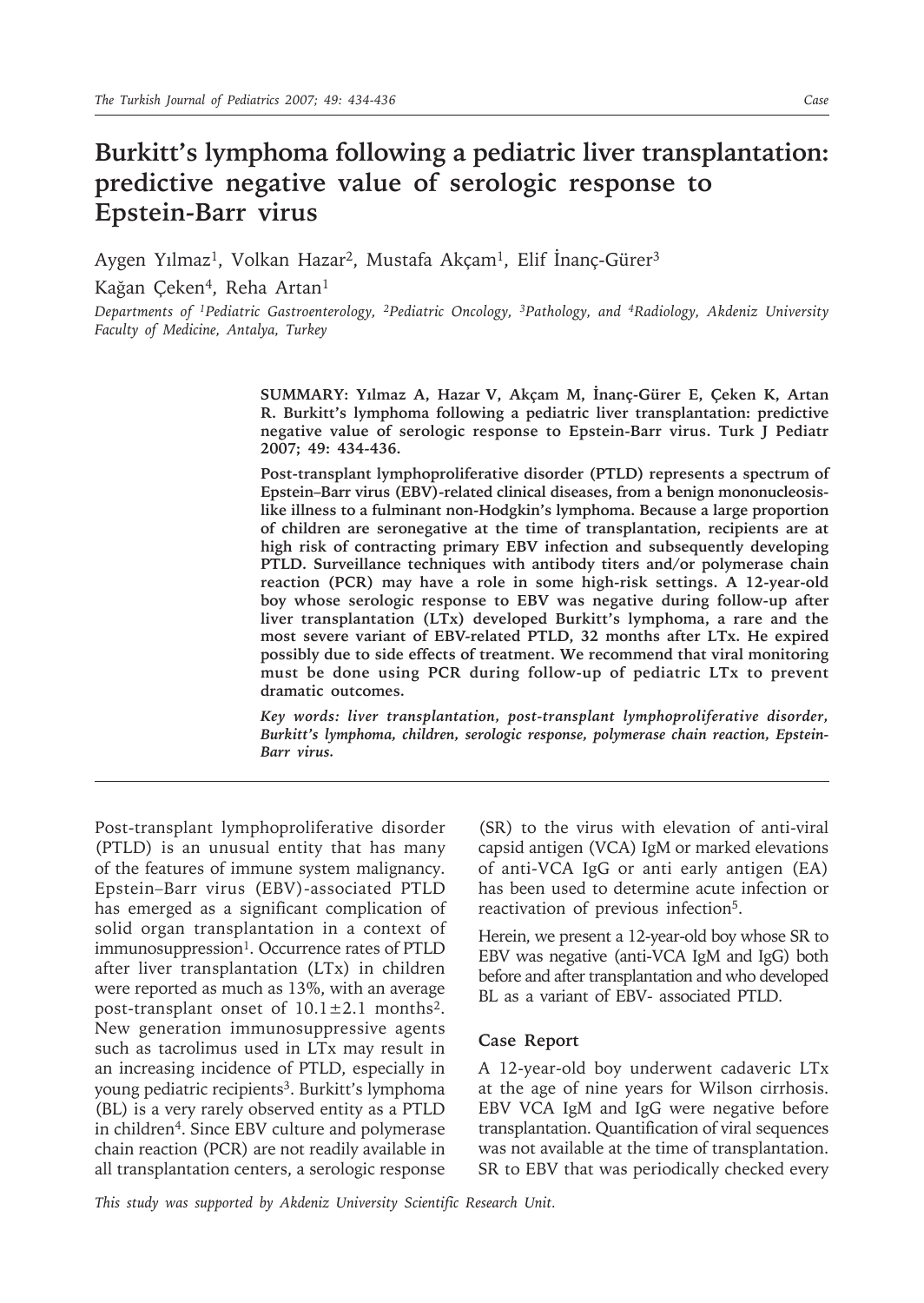# Burkitt's lymphoma following a pediatric liver transplantation: predictive negative value of serologic response to Epstein-Barr virus

Aygen Yılmaz[1], Volkan Hazar[2], Mustafa Akçam[1], Elif İnanç-Gürer[3]
Kağan Çeken[4], Reha Artan[1]

*Departments of [1]Pediatric Gastroenterology, [2]Pediatric Oncology, [3]Pathology, and [4]Radiology, Akdeniz University Faculty of Medicine, Antalya, Turkey*

**SUMMARY: Yılmaz A, Hazar V, Akçam M, İnanç-Gürer E, Çeken K, Artan R. Burkitt's lymphoma following a pediatric liver transplantation: predictive negative value of serologic response to Epstein-Barr virus. Turk J Pediatr 2007; 49: 434-436.**

**Post-transplant lymphoproliferative disorder (PTLD) represents a spectrum of Epstein–Barr virus (EBV)-related clinical diseases, from a benign mononucleosis-like illness to a fulminant non-Hodgkin's lymphoma. Because a large proportion of children are seronegative at the time of transplantation, recipients are at high risk of contracting primary EBV infection and subsequently developing PTLD. Surveillance techniques with antibody titers and/or polymerase chain reaction (PCR) may have a role in some high-risk settings. A 12-year-old boy whose serologic response to EBV was negative during follow-up after liver transplantation (LTx) developed Burkitt's lymphoma, a rare and the most severe variant of EBV-related PTLD, 32 months after LTx. He expired possibly due to side effects of treatment. We recommend that viral monitoring must be done using PCR during follow-up of pediatric LTx to prevent dramatic outcomes.**

***Key words: liver transplantation, post-transplant lymphoproliferative disorder, Burkitt's lymphoma, children, serologic response, polymerase chain reaction, Epstein-Barr virus.***

---

Post-transplant lymphoproliferative disorder (PTLD) is an unusual entity that has many of the features of immune system malignancy. Epstein–Barr virus (EBV)-associated PTLD has emerged as a significant complication of solid organ transplantation in a context of immunosuppression[1]. Occurrence rates of PTLD after liver transplantation (LTx) in children were reported as much as 13%, with an average post-transplant onset of $10.1 \pm 2.1$ months[2]. New generation immunosuppressive agents such as tacrolimus used in LTx may result in an increasing incidence of PTLD, especially in young pediatric recipients[3]. Burkitt's lymphoma (BL) is a very rarely observed entity as a PTLD in children[4]. Since EBV culture and polymerase chain reaction (PCR) are not readily available in all transplantation centers, a serologic response (SR) to the virus with elevation of anti-viral capsid antigen (VCA) IgM or marked elevations of anti-VCA IgG or anti early antigen (EA) has been used to determine acute infection or reactivation of previous infection[5].

Herein, we present a 12-year-old boy whose SR to EBV was negative (anti-VCA IgM and IgG) both before and after transplantation and who developed BL as a variant of EBV- associated PTLD.

## Case Report

A 12-year-old boy underwent cadaveric LTx at the age of nine years for Wilson cirrhosis. EBV VCA IgM and IgG were negative before transplantation. Quantification of viral sequences was not available at the time of transplantation. SR to EBV that was periodically checked every

*This study was supported by Akdeniz University Scientific Research Unit.*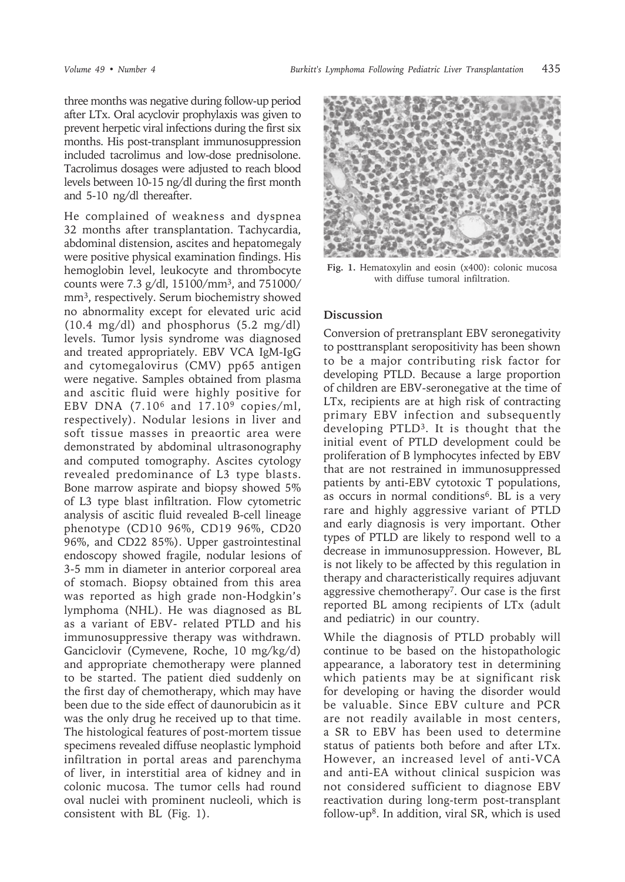three months was negative during follow-up period after LTx. Oral acyclovir prophylaxis was given to prevent herpetic viral infections during the first six months. His post-transplant immunosuppression included tacrolimus and low-dose prednisolone. Tacrolimus dosages were adjusted to reach blood levels between 10-15 ng/dl during the first month and 5-10 ng/dl thereafter.

He complained of weakness and dyspnea 32 months after transplantation. Tachycardia, abdominal distension, ascites and hepatomegaly were positive physical examination findings. His hemoglobin level, leukocyte and thrombocyte counts were 7.3 g/dl, 15100/mm$^3$, and 751000/mm$^3$, respectively. Serum biochemistry showed no abnormality except for elevated uric acid (10.4 mg/dl) and phosphorus (5.2 mg/dl) levels. Tumor lysis syndrome was diagnosed and treated appropriately. EBV VCA IgM-IgG and cytomegalovirus (CMV) pp65 antigen were negative. Samples obtained from plasma and ascitic fluid were highly positive for EBV DNA ($7.10^6$ and $17.10^9$ copies/ml, respectively). Nodular lesions in liver and soft tissue masses in preaortic area were demonstrated by abdominal ultrasonography and computed tomography. Ascites cytology revealed predominance of L3 type blasts. Bone marrow aspirate and biopsy showed 5% of L3 type blast infiltration. Flow cytometric analysis of ascitic fluid revealed B-cell lineage phenotype (CD10 96%, CD19 96%, CD20 96%, and CD22 85%). Upper gastrointestinal endoscopy showed fragile, nodular lesions of 3-5 mm in diameter in anterior corporeal area of stomach. Biopsy obtained from this area was reported as high grade non-Hodgkin's lymphoma (NHL). He was diagnosed as BL as a variant of EBV- related PTLD and his immunosuppressive therapy was withdrawn. Ganciclovir (Cymevene, Roche, 10 mg/kg/d) and appropriate chemotherapy were planned to be started. The patient died suddenly on the first day of chemotherapy, which may have been due to the side effect of daunorubicin as it was the only drug he received up to that time. The histological features of post-mortem tissue specimens revealed diffuse neoplastic lymphoid infiltration in portal areas and parenchyma of liver, in interstitial area of kidney and in colonic mucosa. The tumor cells had round oval nuclei with prominent nucleoli, which is consistent with BL (Fig. 1).

**Fig. 1.** Hematoxylin and eosin (x400): colonic mucosa with diffuse tumoral infiltration.

## Discussion

Conversion of pretransplant EBV seronegativity to posttransplant seropositivity has been shown to be a major contributing risk factor for developing PTLD. Because a large proportion of children are EBV-seronegative at the time of LTx, recipients are at high risk of contracting primary EBV infection and subsequently developing PTLD[3]. It is thought that the initial event of PTLD development could be proliferation of B lymphocytes infected by EBV that are not restrained in immunosuppressed patients by anti-EBV cytotoxic T populations, as occurs in normal conditions[6]. BL is a very rare and highly aggressive variant of PTLD and early diagnosis is very important. Other types of PTLD are likely to respond well to a decrease in immunosuppression. However, BL is not likely to be affected by this regulation in therapy and characteristically requires adjuvant aggressive chemotherapy[7]. Our case is the first reported BL among recipients of LTx (adult and pediatric) in our country.

While the diagnosis of PTLD probably will continue to be based on the histopathologic appearance, a laboratory test in determining which patients may be at significant risk for developing or having the disorder would be valuable. Since EBV culture and PCR are not readily available in most centers, a SR to EBV has been used to determine status of patients both before and after LTx. However, an increased level of anti-VCA and anti-EA without clinical suspicion was not considered sufficient to diagnose EBV reactivation during long-term post-transplant follow-up[8]. In addition, viral SR, which is used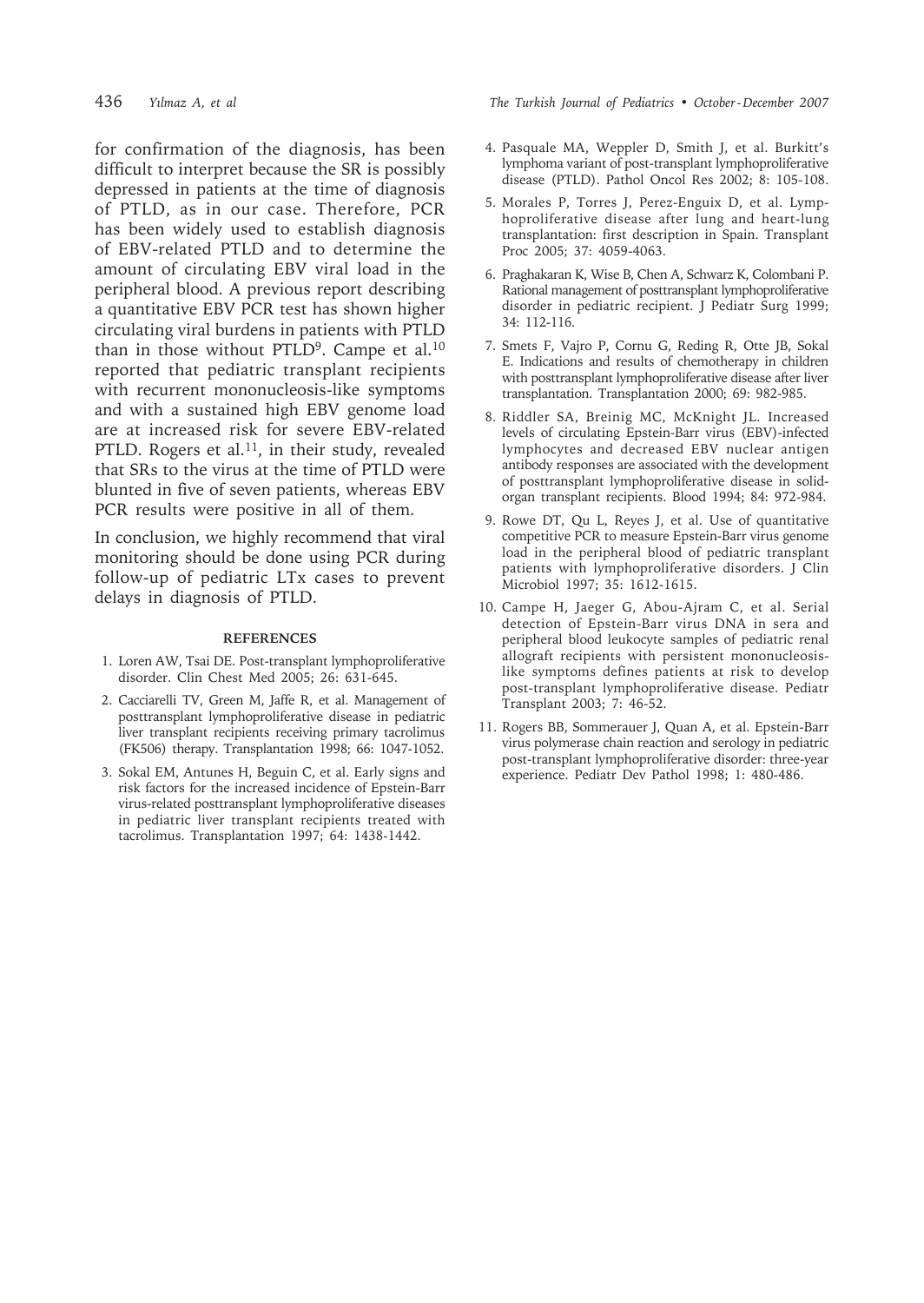for confirmation of the diagnosis, has been difficult to interpret because the SR is possibly depressed in patients at the time of diagnosis of PTLD, as in our case. Therefore, PCR has been widely used to establish diagnosis of EBV-related PTLD and to determine the amount of circulating EBV viral load in the peripheral blood. A previous report describing a quantitative EBV PCR test has shown higher circulating viral burdens in patients with PTLD than in those without PTLD[9]. Campe et al.[10] reported that pediatric transplant recipients with recurrent mononucleosis-like symptoms and with a sustained high EBV genome load are at increased risk for severe EBV-related PTLD. Rogers et al.[11], in their study, revealed that SRs to the virus at the time of PTLD were blunted in five of seven patients, whereas EBV PCR results were positive in all of them.

In conclusion, we highly recommend that viral monitoring should be done using PCR during follow-up of pediatric LTx cases to prevent delays in diagnosis of PTLD.

## REFERENCES

1. Loren AW, Tsai DE. Post-transplant lymphoproliferative disorder. Clin Chest Med 2005; 26: 631-645.
2. Cacciarelli TV, Green M, Jaffe R, et al. Management of posttransplant lymphoproliferative disease in pediatric liver transplant recipients receiving primary tacrolimus (FK506) therapy. Transplantation 1998; 66: 1047-1052.
3. Sokal EM, Antunes H, Beguin C, et al. Early signs and risk factors for the increased incidence of Epstein-Barr virus-related posttransplant lymphoproliferative diseases in pediatric liver transplant recipients treated with tacrolimus. Transplantation 1997; 64: 1438-1442.
4. Pasquale MA, Weppler D, Smith J, et al. Burkitt's lymphoma variant of post-transplant lymphoproliferative disease (PTLD). Pathol Oncol Res 2002; 8: 105-108.
5. Morales P, Torres J, Perez-Enguix D, et al. Lymphoproliferative disease after lung and heart-lung transplantation: first description in Spain. Transplant Proc 2005; 37: 4059-4063.
6. Praghakaran K, Wise B, Chen A, Schwarz K, Colombani P. Rational management of posttransplant lymphoproliferative disorder in pediatric recipient. J Pediatr Surg 1999; 34: 112-116.
7. Smets F, Vajro P, Cornu G, Reding R, Otte JB, Sokal E. Indications and results of chemotherapy in children with posttransplant lymphoproliferative disease after liver transplantation. Transplantation 2000; 69: 982-985.
8. Riddler SA, Breinig MC, McKnight JL. Increased levels of circulating Epstein-Barr virus (EBV)-infected lymphocytes and decreased EBV nuclear antigen antibody responses are associated with the development of posttransplant lymphoproliferative disease in solid-organ transplant recipients. Blood 1994; 84: 972-984.
9. Rowe DT, Qu L, Reyes J, et al. Use of quantitative competitive PCR to measure Epstein-Barr virus genome load in the peripheral blood of pediatric transplant patients with lymphoproliferative disorders. J Clin Microbiol 1997; 35: 1612-1615.
10. Campe H, Jaeger G, Abou-Ajram C, et al. Serial detection of Epstein-Barr virus DNA in sera and peripheral blood leukocyte samples of pediatric renal allograft recipients with persistent mononucleosis-like symptoms defines patients at risk to develop post-transplant lymphoproliferative disease. Pediatr Transplant 2003; 7: 46-52.
11. Rogers BB, Sommerauer J, Quan A, et al. Epstein-Barr virus polymerase chain reaction and serology in pediatric post-transplant lymphoproliferative disorder: three-year experience. Pediatr Dev Pathol 1998; 1: 480-486.